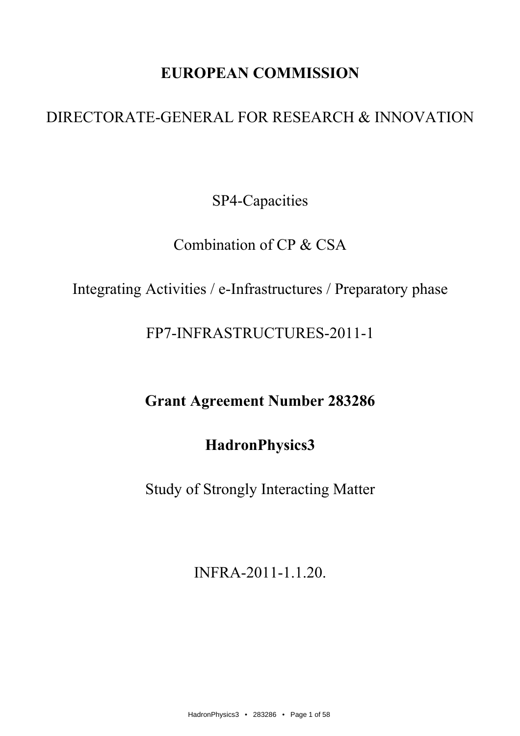# EUROPEAN COMMISSION

DIRECTORATE-GENERAL FOR RESEARCH & INNOVATION

SP4-Capacities

Combination of CP & CSA

Integrating Activities / e-Infrastructures / Preparatory phase

FP7-INFRASTRUCTURES-2011-1

**Grant Agreement Number 283286**

**HadronPhysics3**

Study of Strongly Interacting Matter

INFRA-2011-1.1.20.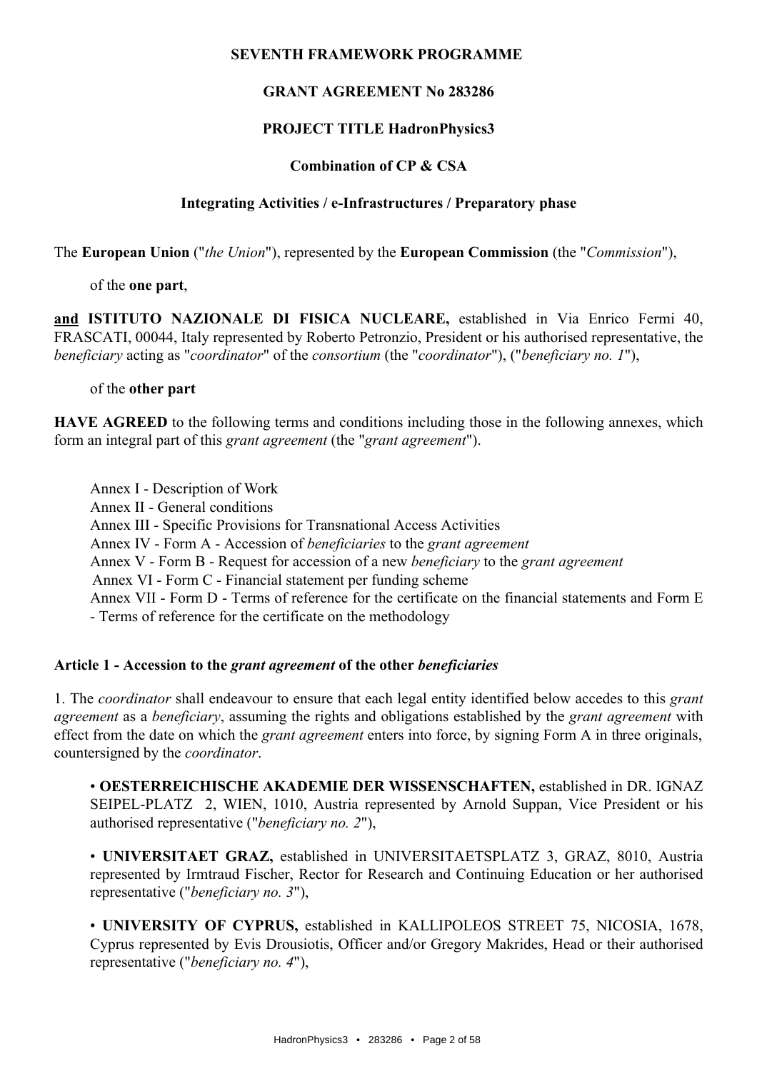**SEVENTH FRAMEWORK PROGRAMME**

**GRANT AGREEMENT No 283286**

**PROJECT TITLE HadronPhysics3**

**Combination of CP & CSA**

**Integrating Activities / e-Infrastructures / Preparatory phase**

The **European Union** ("*the Union*"), represented by the **European Commission** (the "*Commission*"),

of the **one part**,

**and ISTITUTO NAZIONALE DI FISICA NUCLEARE,** established in Via Enrico Fermi 40, FRASCATI, 00044, Italy represented by Roberto Petronzio, President or his authorised representative, the *beneficiary* acting as "*coordinator*" of the *consortium* (the "*coordinator*"), ("*beneficiary no. 1*"),

of the **other part**

**HAVE AGREED** to the following terms and conditions including those in the following annexes, which form an integral part of this *grant agreement* (the "*grant agreement*").

Annex I - Description of Work
Annex II - General conditions
Annex III - Specific Provisions for Transnational Access Activities
Annex IV - Form A - Accession of *beneficiaries* to the *grant agreement*
Annex V - Form B - Request for accession of a new *beneficiary* to the *grant agreement*
Annex VI - Form C - Financial statement per funding scheme
Annex VII - Form D - Terms of reference for the certificate on the financial statements and Form E - Terms of reference for the certificate on the methodology

**Article 1 - Accession to the *grant agreement* of the other *beneficiaries***

1. The *coordinator* shall endeavour to ensure that each legal entity identified below accedes to this *grant agreement* as a *beneficiary*, assuming the rights and obligations established by the *grant agreement* with effect from the date on which the *grant agreement* enters into force, by signing Form A in three originals, countersigned by the *coordinator*.

- **OESTERREICHISCHE AKADEMIE DER WISSENSCHAFTEN,** established in DR. IGNAZ SEIPEL-PLATZ 2, WIEN, 1010, Austria represented by Arnold Suppan, Vice President or his authorised representative ("*beneficiary no. 2*"),

- **UNIVERSITAET GRAZ,** established in UNIVERSITAETSPLATZ 3, GRAZ, 8010, Austria represented by Irmtraud Fischer, Rector for Research and Continuing Education or her authorised representative ("*beneficiary no. 3*"),

- **UNIVERSITY OF CYPRUS,** established in KALLIPOLEOS STREET 75, NICOSIA, 1678, Cyprus represented by Evis Drousiotis, Officer and/or Gregory Makrides, Head or their authorised representative ("*beneficiary no. 4*"),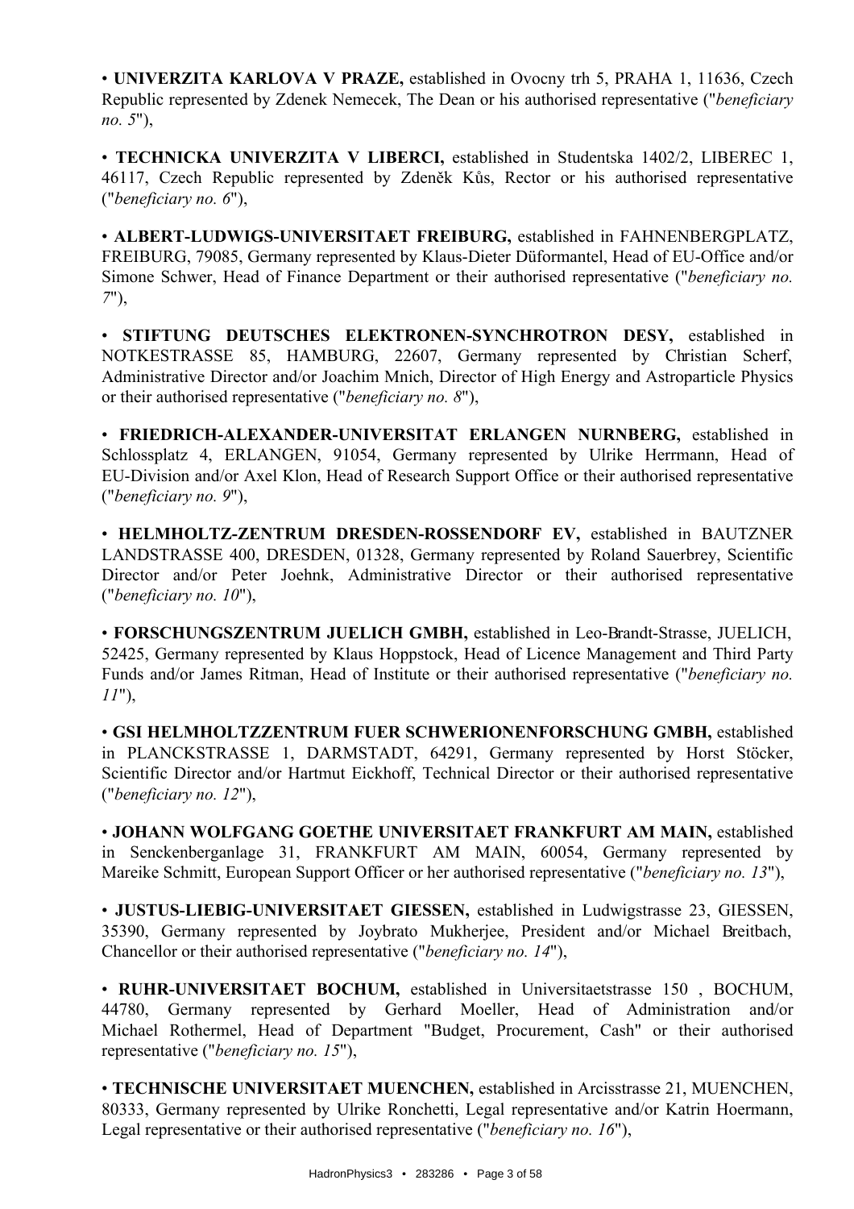• **UNIVERZITA KARLOVA V PRAZE,** established in Ovocny trh 5, PRAHA 1, 11636, Czech Republic represented by Zdenek Nemecek, The Dean or his authorised representative ("*beneficiary no. 5*"),

• **TECHNICKA UNIVERZITA V LIBERCI,** established in Studentska 1402/2, LIBEREC 1, 46117, Czech Republic represented by Zdeněk Kůs, Rector or his authorised representative ("*beneficiary no. 6*"),

• **ALBERT-LUDWIGS-UNIVERSITAET FREIBURG,** established in FAHNENBERGPLATZ, FREIBURG, 79085, Germany represented by Klaus-Dieter Düformantel, Head of EU-Office and/or Simone Schwer, Head of Finance Department or their authorised representative ("*beneficiary no. 7*"),

• **STIFTUNG DEUTSCHES ELEKTRONEN-SYNCHROTRON DESY,** established in NOTKESTRASSE 85, HAMBURG, 22607, Germany represented by Christian Scherf, Administrative Director and/or Joachim Mnich, Director of High Energy and Astroparticle Physics or their authorised representative ("*beneficiary no. 8*"),

• **FRIEDRICH-ALEXANDER-UNIVERSITAT ERLANGEN NURNBERG,** established in Schlossplatz 4, ERLANGEN, 91054, Germany represented by Ulrike Herrmann, Head of EU-Division and/or Axel Klon, Head of Research Support Office or their authorised representative ("*beneficiary no. 9*"),

• **HELMHOLTZ-ZENTRUM DRESDEN-ROSSENDORF EV,** established in BAUTZNER LANDSTRASSE 400, DRESDEN, 01328, Germany represented by Roland Sauerbrey, Scientific Director and/or Peter Joehnk, Administrative Director or their authorised representative ("*beneficiary no. 10*"),

• **FORSCHUNGSZENTRUM JUELICH GMBH,** established in Leo-Brandt-Strasse, JUELICH, 52425, Germany represented by Klaus Hoppstock, Head of Licence Management and Third Party Funds and/or James Ritman, Head of Institute or their authorised representative ("*beneficiary no. 11*"),

• **GSI HELMHOLTZZENTRUM FUER SCHWERIONENFORSCHUNG GMBH,** established in PLANCKSTRASSE 1, DARMSTADT, 64291, Germany represented by Horst Stöcker, Scientific Director and/or Hartmut Eickhoff, Technical Director or their authorised representative ("*beneficiary no. 12*"),

• **JOHANN WOLFGANG GOETHE UNIVERSITAET FRANKFURT AM MAIN,** established in Senckenberganlage 31, FRANKFURT AM MAIN, 60054, Germany represented by Mareike Schmitt, European Support Officer or her authorised representative ("*beneficiary no. 13*"),

• **JUSTUS-LIEBIG-UNIVERSITAET GIESSEN,** established in Ludwigstrasse 23, GIESSEN, 35390, Germany represented by Joybrato Mukherjee, President and/or Michael Breitbach, Chancellor or their authorised representative ("*beneficiary no. 14*"),

• **RUHR-UNIVERSITAET BOCHUM,** established in Universitaetstrasse 150 , BOCHUM, 44780, Germany represented by Gerhard Moeller, Head of Administration and/or Michael Rothermel, Head of Department "Budget, Procurement, Cash" or their authorised representative ("*beneficiary no. 15*"),

• **TECHNISCHE UNIVERSITAET MUENCHEN,** established in Arcisstrasse 21, MUENCHEN, 80333, Germany represented by Ulrike Ronchetti, Legal representative and/or Katrin Hoermann, Legal representative or their authorised representative ("*beneficiary no. 16*"),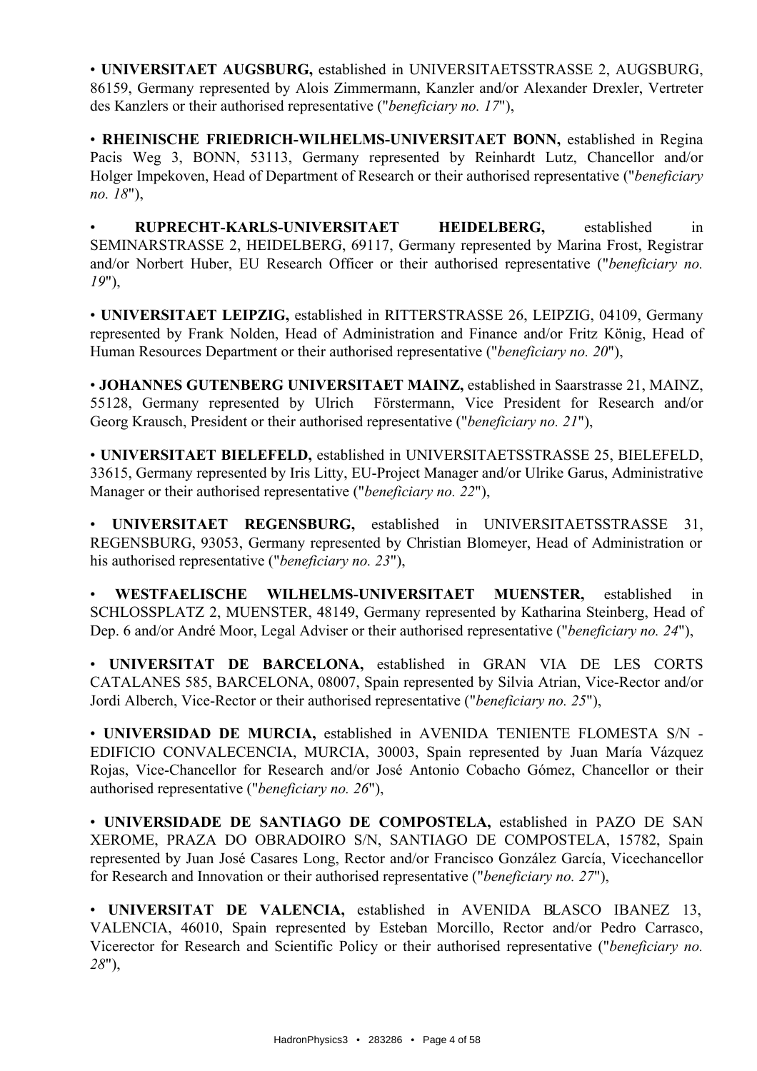• **UNIVERSITAET AUGSBURG,** established in UNIVERSITAETSSTRASSE 2, AUGSBURG, 86159, Germany represented by Alois Zimmermann, Kanzler and/or Alexander Drexler, Vertreter des Kanzlers or their authorised representative ("*beneficiary no. 17*"),

• **RHEINISCHE FRIEDRICH-WILHELMS-UNIVERSITAET BONN,** established in Regina Pacis Weg 3, BONN, 53113, Germany represented by Reinhardt Lutz, Chancellor and/or Holger Impekoven, Head of Department of Research or their authorised representative ("*beneficiary no. 18*"),

• **RUPRECHT-KARLS-UNIVERSITAET HEIDELBERG,** established in SEMINARSTRASSE 2, HEIDELBERG, 69117, Germany represented by Marina Frost, Registrar and/or Norbert Huber, EU Research Officer or their authorised representative ("*beneficiary no. 19*"),

• **UNIVERSITAET LEIPZIG,** established in RITTERSTRASSE 26, LEIPZIG, 04109, Germany represented by Frank Nolden, Head of Administration and Finance and/or Fritz König, Head of Human Resources Department or their authorised representative ("*beneficiary no. 20*"),

• **JOHANNES GUTENBERG UNIVERSITAET MAINZ,** established in Saarstrasse 21, MAINZ, 55128, Germany represented by Ulrich Förstermann, Vice President for Research and/or Georg Krausch, President or their authorised representative ("*beneficiary no. 21*"),

• **UNIVERSITAET BIELEFELD,** established in UNIVERSITAETSSTRASSE 25, BIELEFELD, 33615, Germany represented by Iris Litty, EU-Project Manager and/or Ulrike Garus, Administrative Manager or their authorised representative ("*beneficiary no. 22*"),

• **UNIVERSITAET REGENSBURG,** established in UNIVERSITAETSSTRASSE 31, REGENSBURG, 93053, Germany represented by Christian Blomeyer, Head of Administration or his authorised representative ("*beneficiary no. 23*"),

• **WESTFAELISCHE WILHELMS-UNIVERSITAET MUENSTER,** established in SCHLOSSPLATZ 2, MUENSTER, 48149, Germany represented by Katharina Steinberg, Head of Dep. 6 and/or André Moor, Legal Adviser or their authorised representative ("*beneficiary no. 24*"),

• **UNIVERSITAT DE BARCELONA,** established in GRAN VIA DE LES CORTS CATALANES 585, BARCELONA, 08007, Spain represented by Silvia Atrian, Vice-Rector and/or Jordi Alberch, Vice-Rector or their authorised representative ("*beneficiary no. 25*"),

• **UNIVERSIDAD DE MURCIA,** established in AVENIDA TENIENTE FLOMESTA S/N - EDIFICIO CONVALECENCIA, MURCIA, 30003, Spain represented by Juan María Vázquez Rojas, Vice-Chancellor for Research and/or José Antonio Cobacho Gómez, Chancellor or their authorised representative ("*beneficiary no. 26*"),

• **UNIVERSIDADE DE SANTIAGO DE COMPOSTELA,** established in PAZO DE SAN XEROME, PRAZA DO OBRADOIRO S/N, SANTIAGO DE COMPOSTELA, 15782, Spain represented by Juan José Casares Long, Rector and/or Francisco González García, Vicechancellor for Research and Innovation or their authorised representative ("*beneficiary no. 27*"),

• **UNIVERSITAT DE VALENCIA,** established in AVENIDA BLASCO IBANEZ 13, VALENCIA, 46010, Spain represented by Esteban Morcillo, Rector and/or Pedro Carrasco, Vicerector for Research and Scientific Policy or their authorised representative ("*beneficiary no. 28*"),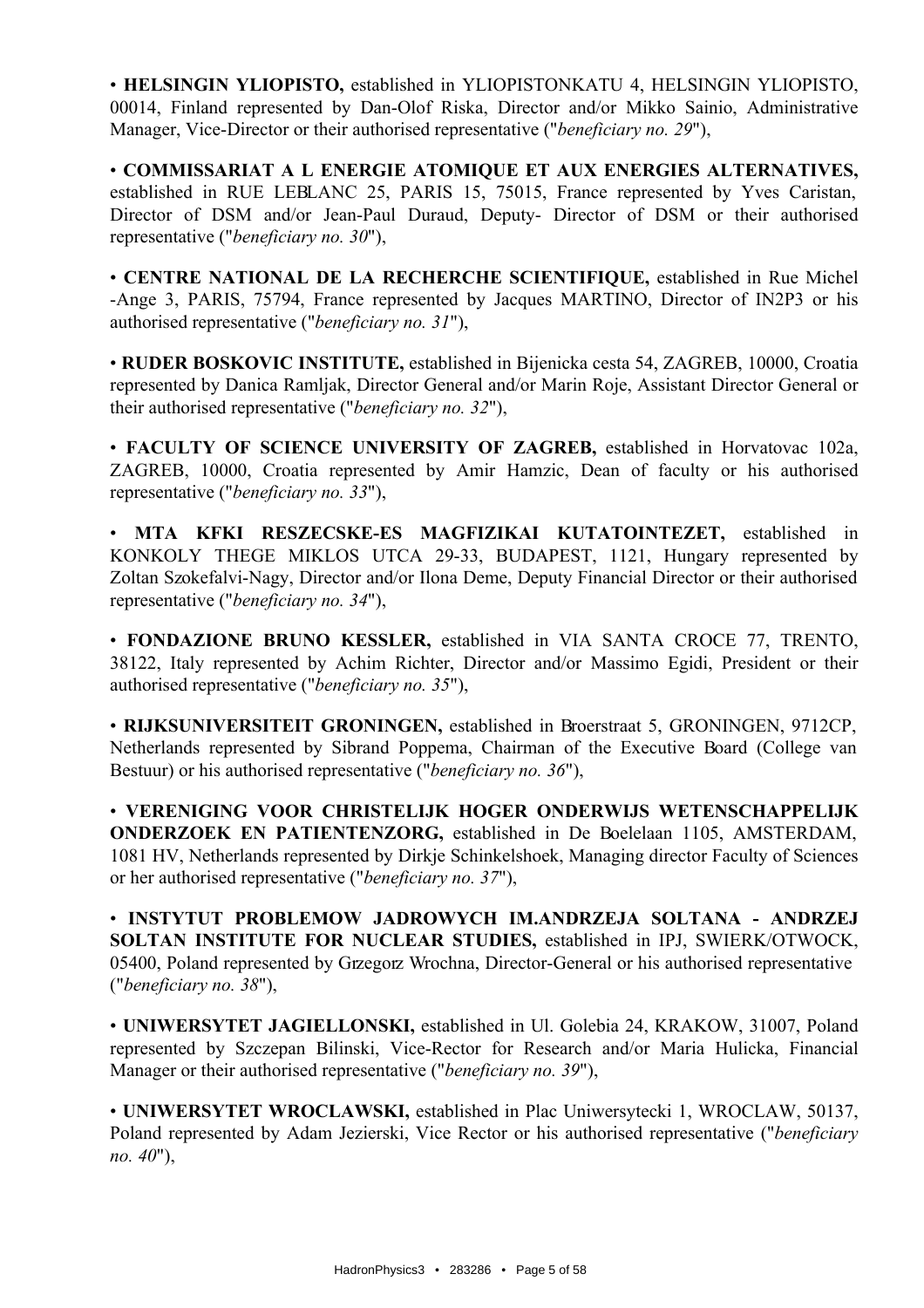• **HELSINGIN YLIOPISTO,** established in YLIOPISTONKATU 4, HELSINGIN YLIOPISTO, 00014, Finland represented by Dan-Olof Riska, Director and/or Mikko Sainio, Administrative Manager, Vice-Director or their authorised representative ("*beneficiary no. 29*"),

• **COMMISSARIAT A L ENERGIE ATOMIQUE ET AUX ENERGIES ALTERNATIVES,** established in RUE LEBLANC 25, PARIS 15, 75015, France represented by Yves Caristan, Director of DSM and/or Jean-Paul Duraud, Deputy- Director of DSM or their authorised representative ("*beneficiary no. 30*"),

• **CENTRE NATIONAL DE LA RECHERCHE SCIENTIFIQUE,** established in Rue Michel -Ange 3, PARIS, 75794, France represented by Jacques MARTINO, Director of IN2P3 or his authorised representative ("*beneficiary no. 31*"),

• **RUDER BOSKOVIC INSTITUTE,** established in Bijenicka cesta 54, ZAGREB, 10000, Croatia represented by Danica Ramljak, Director General and/or Marin Roje, Assistant Director General or their authorised representative ("*beneficiary no. 32*"),

• **FACULTY OF SCIENCE UNIVERSITY OF ZAGREB,** established in Horvatovac 102a, ZAGREB, 10000, Croatia represented by Amir Hamzic, Dean of faculty or his authorised representative ("*beneficiary no. 33*"),

• **MTA KFKI RESZECSKE-ES MAGFIZIKAI KUTATOINTEZET,** established in KONKOLY THEGE MIKLOS UTCA 29-33, BUDAPEST, 1121, Hungary represented by Zoltan Szokefalvi-Nagy, Director and/or Ilona Deme, Deputy Financial Director or their authorised representative ("*beneficiary no. 34*"),

• **FONDAZIONE BRUNO KESSLER,** established in VIA SANTA CROCE 77, TRENTO, 38122, Italy represented by Achim Richter, Director and/or Massimo Egidi, President or their authorised representative ("*beneficiary no. 35*"),

• **RIJKSUNIVERSITEIT GRONINGEN,** established in Broerstraat 5, GRONINGEN, 9712CP, Netherlands represented by Sibrand Poppema, Chairman of the Executive Board (College van Bestuur) or his authorised representative ("*beneficiary no. 36*"),

• **VERENIGING VOOR CHRISTELIJK HOGER ONDERWIJS WETENSCHAPPELIJK ONDERZOEK EN PATIENTENZORG,** established in De Boelelaan 1105, AMSTERDAM, 1081 HV, Netherlands represented by Dirkje Schinkelshoek, Managing director Faculty of Sciences or her authorised representative ("*beneficiary no. 37*"),

• **INSTYTUT PROBLEMOW JADROWYCH IM.ANDRZEJA SOLTANA - ANDRZEJ SOLTAN INSTITUTE FOR NUCLEAR STUDIES,** established in IPJ, SWIERK/OTWOCK, 05400, Poland represented by Grzegorz Wrochna, Director-General or his authorised representative ("*beneficiary no. 38*"),

• **UNIWERSYTET JAGIELLONSKI,** established in Ul. Golebia 24, KRAKOW, 31007, Poland represented by Szczepan Bilinski, Vice-Rector for Research and/or Maria Hulicka, Financial Manager or their authorised representative ("*beneficiary no. 39*"),

• **UNIWERSYTET WROCLAWSKI,** established in Plac Uniwersytecki 1, WROCLAW, 50137, Poland represented by Adam Jezierski, Vice Rector or his authorised representative ("*beneficiary no. 40*"),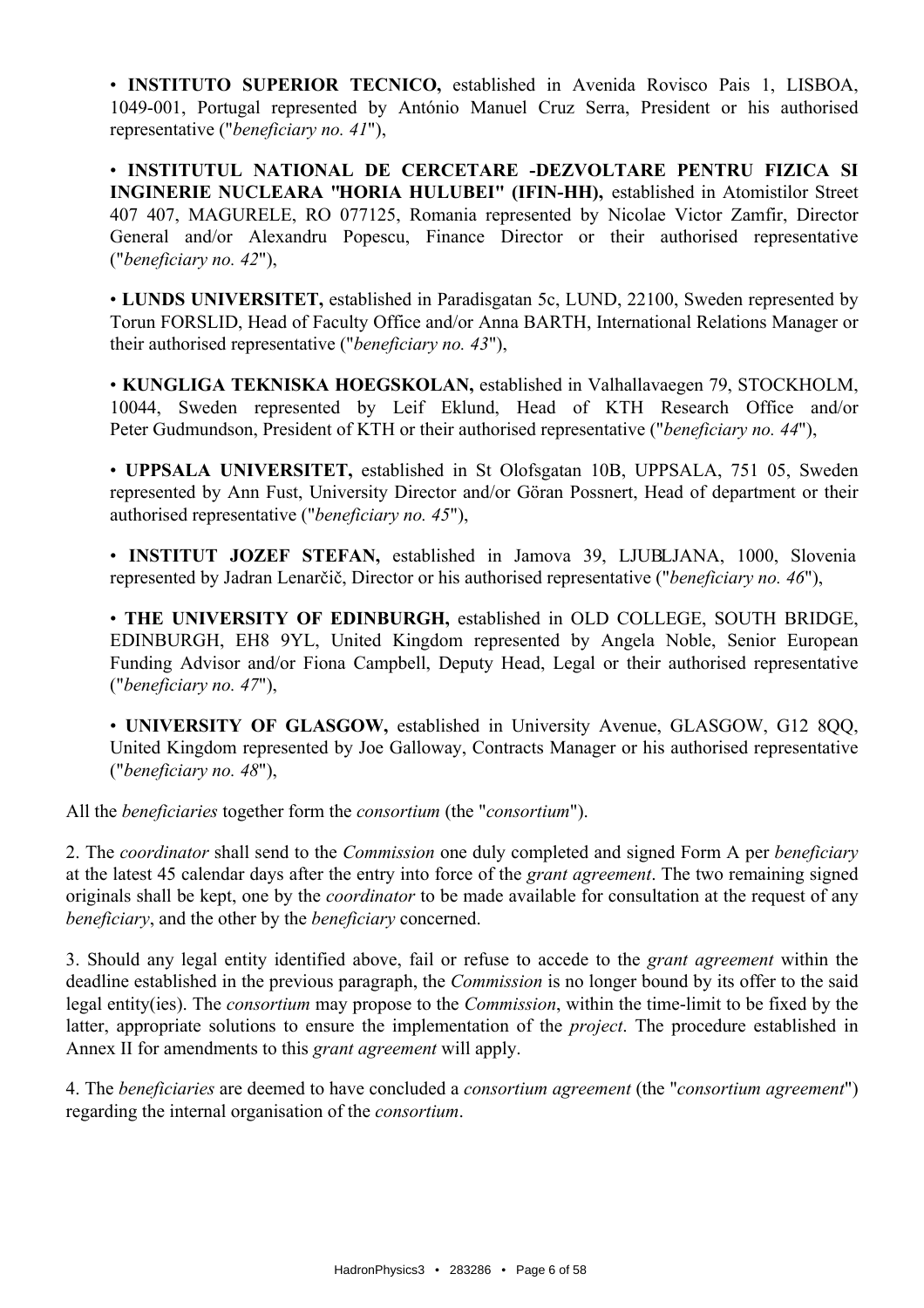• **INSTITUTO SUPERIOR TECNICO,** established in Avenida Rovisco Pais 1, LISBOA, 1049-001, Portugal represented by António Manuel Cruz Serra, President or his authorised representative ("*beneficiary no. 41*"),

• **INSTITUTUL NATIONAL DE CERCETARE -DEZVOLTARE PENTRU FIZICA SI INGINERIE NUCLEARA "HORIA HULUBEI" (IFIN-HH),** established in Atomistilor Street 407 407, MAGURELE, RO 077125, Romania represented by Nicolae Victor Zamfir, Director General and/or Alexandru Popescu, Finance Director or their authorised representative ("*beneficiary no. 42*"),

• **LUNDS UNIVERSITET,** established in Paradisgatan 5c, LUND, 22100, Sweden represented by Torun FORSLID, Head of Faculty Office and/or Anna BARTH, International Relations Manager or their authorised representative ("*beneficiary no. 43*"),

• **KUNGLIGA TEKNISKA HOEGSKOLAN,** established in Valhallavaegen 79, STOCKHOLM, 10044, Sweden represented by Leif Eklund, Head of KTH Research Office and/or Peter Gudmundson, President of KTH or their authorised representative ("*beneficiary no. 44*"),

• **UPPSALA UNIVERSITET,** established in St Olofsgatan 10B, UPPSALA, 751 05, Sweden represented by Ann Fust, University Director and/or Göran Possnert, Head of department or their authorised representative ("*beneficiary no. 45*"),

• **INSTITUT JOZEF STEFAN,** established in Jamova 39, LJUBLJANA, 1000, Slovenia represented by Jadran Lenarčič, Director or his authorised representative ("*beneficiary no. 46*"),

• **THE UNIVERSITY OF EDINBURGH,** established in OLD COLLEGE, SOUTH BRIDGE, EDINBURGH, EH8 9YL, United Kingdom represented by Angela Noble, Senior European Funding Advisor and/or Fiona Campbell, Deputy Head, Legal or their authorised representative ("*beneficiary no. 47*"),

• **UNIVERSITY OF GLASGOW,** established in University Avenue, GLASGOW, G12 8QQ, United Kingdom represented by Joe Galloway, Contracts Manager or his authorised representative ("*beneficiary no. 48*"),

All the *beneficiaries* together form the *consortium* (the "*consortium*").

2. The *coordinator* shall send to the *Commission* one duly completed and signed Form A per *beneficiary* at the latest 45 calendar days after the entry into force of the *grant agreement*. The two remaining signed originals shall be kept, one by the *coordinator* to be made available for consultation at the request of any *beneficiary*, and the other by the *beneficiary* concerned.

3. Should any legal entity identified above, fail or refuse to accede to the *grant agreement* within the deadline established in the previous paragraph, the *Commission* is no longer bound by its offer to the said legal entity(ies). The *consortium* may propose to the *Commission*, within the time-limit to be fixed by the latter, appropriate solutions to ensure the implementation of the *project*. The procedure established in Annex II for amendments to this *grant agreement* will apply.

4. The *beneficiaries* are deemed to have concluded a *consortium agreement* (the "*consortium agreement*") regarding the internal organisation of the *consortium*.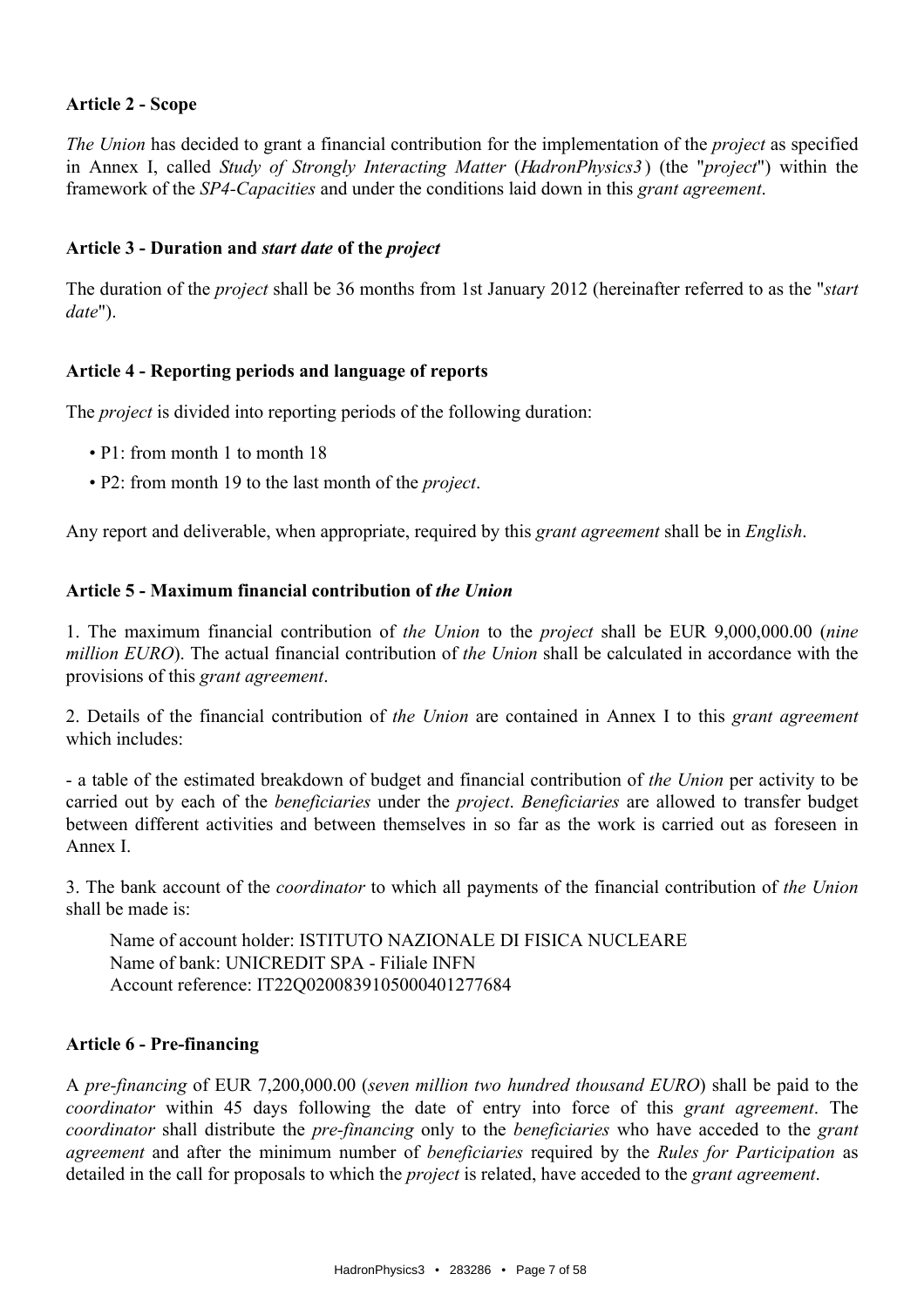**Article 2 - Scope**

*The Union* has decided to grant a financial contribution for the implementation of the *project* as specified in Annex I, called *Study of Strongly Interacting Matter* (*HadronPhysics3*) (the "*project*") within the framework of the *SP4-Capacities* and under the conditions laid down in this *grant agreement*.

**Article 3 - Duration and *start date* of the *project***

The duration of the *project* shall be 36 months from 1st January 2012 (hereinafter referred to as the "*start date*").

**Article 4 - Reporting periods and language of reports**

The *project* is divided into reporting periods of the following duration:

- P1: from month 1 to month 18
- P2: from month 19 to the last month of the *project*.

Any report and deliverable, when appropriate, required by this *grant agreement* shall be in *English*.

**Article 5 - Maximum financial contribution of *the Union***

1. The maximum financial contribution of *the Union* to the *project* shall be EUR 9,000,000.00 (*nine million EURO*). The actual financial contribution of *the Union* shall be calculated in accordance with the provisions of this *grant agreement*.

2. Details of the financial contribution of *the Union* are contained in Annex I to this *grant agreement* which includes:

- a table of the estimated breakdown of budget and financial contribution of *the Union* per activity to be carried out by each of the *beneficiaries* under the *project*. *Beneficiaries* are allowed to transfer budget between different activities and between themselves in so far as the work is carried out as foreseen in Annex I.

3. The bank account of the *coordinator* to which all payments of the financial contribution of *the Union* shall be made is:

Name of account holder: ISTITUTO NAZIONALE DI FISICA NUCLEARE
Name of bank: UNICREDIT SPA - Filiale INFN
Account reference: IT22Q0200839105000401277684

**Article 6 - Pre-financing**

A *pre-financing* of EUR 7,200,000.00 (*seven million two hundred thousand EURO*) shall be paid to the *coordinator* within 45 days following the date of entry into force of this *grant agreement*. The *coordinator* shall distribute the *pre-financing* only to the *beneficiaries* who have acceded to the *grant agreement* and after the minimum number of *beneficiaries* required by the *Rules for Participation* as detailed in the call for proposals to which the *project* is related, have acceded to the *grant agreement*.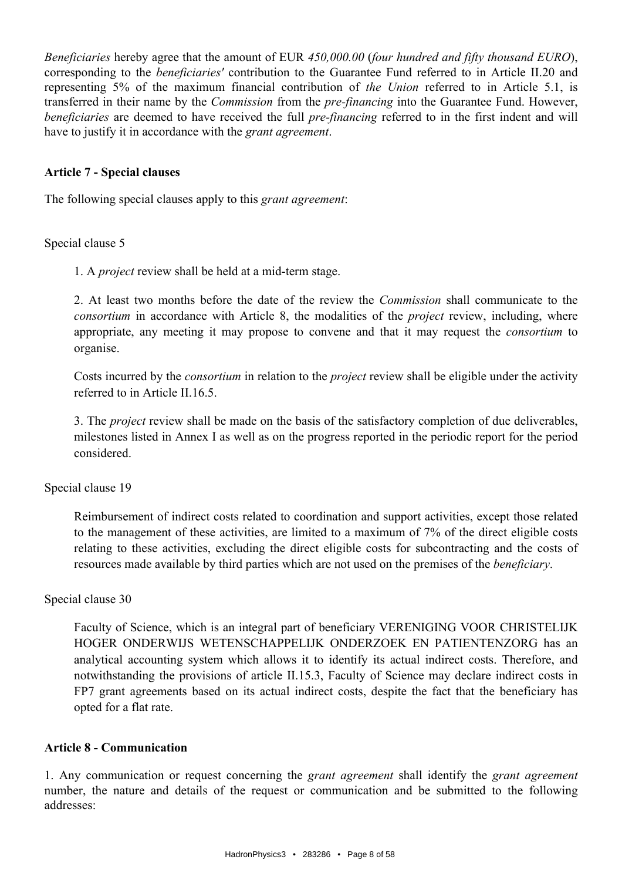*Beneficiaries* hereby agree that the amount of EUR *450,000.00* (*four hundred and fifty thousand EURO*), corresponding to the *beneficiaries'* contribution to the Guarantee Fund referred to in Article II.20 and representing 5% of the maximum financial contribution of *the Union* referred to in Article 5.1, is transferred in their name by the *Commission* from the *pre-financing* into the Guarantee Fund. However, *beneficiaries* are deemed to have received the full *pre-financing* referred to in the first indent and will have to justify it in accordance with the *grant agreement*.

**Article 7 - Special clauses**

The following special clauses apply to this *grant agreement*:

Special clause 5

1. A *project* review shall be held at a mid-term stage.

2. At least two months before the date of the review the *Commission* shall communicate to the *consortium* in accordance with Article 8, the modalities of the *project* review, including, where appropriate, any meeting it may propose to convene and that it may request the *consortium* to organise.

Costs incurred by the *consortium* in relation to the *project* review shall be eligible under the activity referred to in Article II.16.5.

3. The *project* review shall be made on the basis of the satisfactory completion of due deliverables, milestones listed in Annex I as well as on the progress reported in the periodic report for the period considered.

Special clause 19

Reimbursement of indirect costs related to coordination and support activities, except those related to the management of these activities, are limited to a maximum of 7% of the direct eligible costs relating to these activities, excluding the direct eligible costs for subcontracting and the costs of resources made available by third parties which are not used on the premises of the *beneficiary*.

Special clause 30

Faculty of Science, which is an integral part of beneficiary VERENIGING VOOR CHRISTELIJK HOGER ONDERWIJS WETENSCHAPPELIJK ONDERZOEK EN PATIENTENZORG has an analytical accounting system which allows it to identify its actual indirect costs. Therefore, and notwithstanding the provisions of article II.15.3, Faculty of Science may declare indirect costs in FP7 grant agreements based on its actual indirect costs, despite the fact that the beneficiary has opted for a flat rate.

**Article 8 - Communication**

1. Any communication or request concerning the *grant agreement* shall identify the *grant agreement* number, the nature and details of the request or communication and be submitted to the following addresses: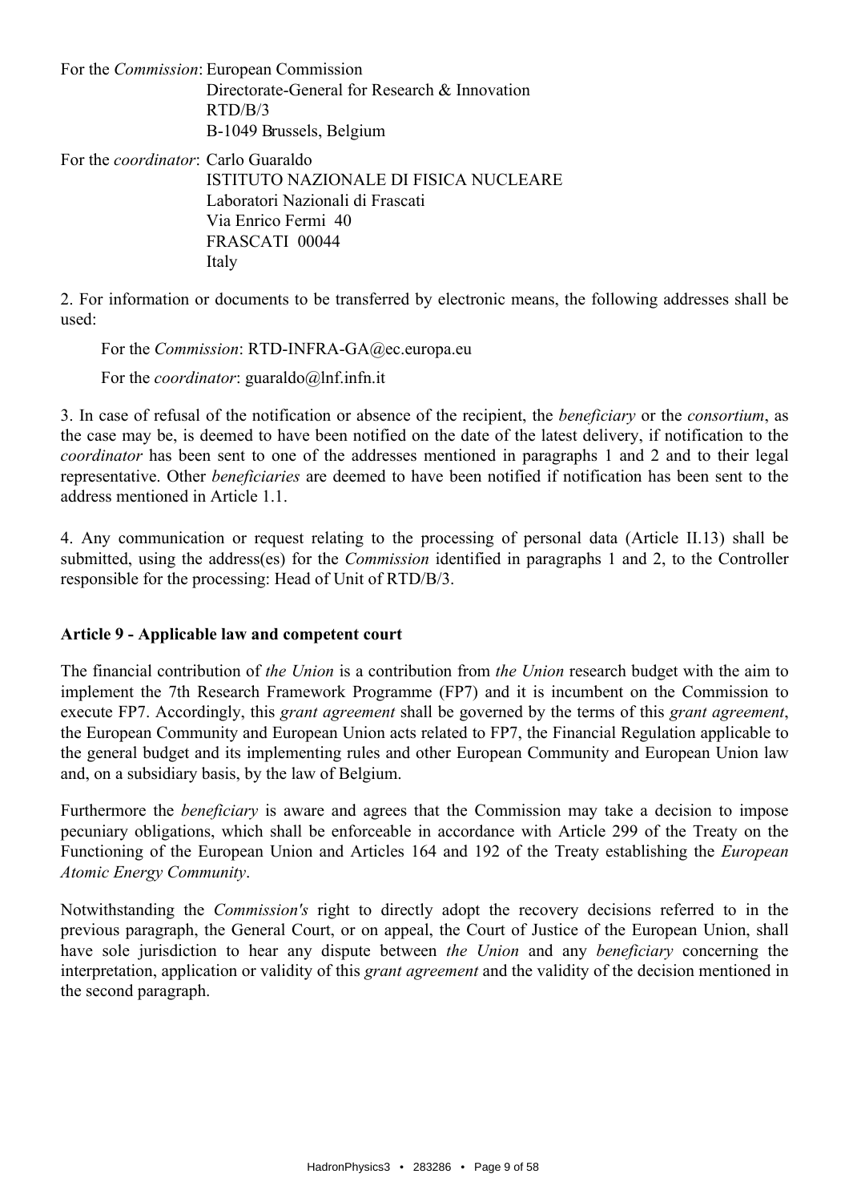For the *Commission*: European Commission
Directorate-General for Research & Innovation
RTD/B/3
B-1049 Brussels, Belgium

For the *coordinator*: Carlo Guaraldo
ISTITUTO NAZIONALE DI FISICA NUCLEARE
Laboratori Nazionali di Frascati
Via Enrico Fermi 40
FRASCATI 00044
Italy

2. For information or documents to be transferred by electronic means, the following addresses shall be used:

For the *Commission*: RTD-INFRA-GA@ec.europa.eu

For the *coordinator*: guaraldo@lnf.infn.it

3. In case of refusal of the notification or absence of the recipient, the *beneficiary* or the *consortium*, as the case may be, is deemed to have been notified on the date of the latest delivery, if notification to the *coordinator* has been sent to one of the addresses mentioned in paragraphs 1 and 2 and to their legal representative. Other *beneficiaries* are deemed to have been notified if notification has been sent to the address mentioned in Article 1.1.

4. Any communication or request relating to the processing of personal data (Article II.13) shall be submitted, using the address(es) for the *Commission* identified in paragraphs 1 and 2, to the Controller responsible for the processing: Head of Unit of RTD/B/3.

**Article 9 - Applicable law and competent court**

The financial contribution of *the Union* is a contribution from *the Union* research budget with the aim to implement the 7th Research Framework Programme (FP7) and it is incumbent on the Commission to execute FP7. Accordingly, this *grant agreement* shall be governed by the terms of this *grant agreement*, the European Community and European Union acts related to FP7, the Financial Regulation applicable to the general budget and its implementing rules and other European Community and European Union law and, on a subsidiary basis, by the law of Belgium.

Furthermore the *beneficiary* is aware and agrees that the Commission may take a decision to impose pecuniary obligations, which shall be enforceable in accordance with Article 299 of the Treaty on the Functioning of the European Union and Articles 164 and 192 of the Treaty establishing the *European Atomic Energy Community*.

Notwithstanding the *Commission's* right to directly adopt the recovery decisions referred to in the previous paragraph, the General Court, or on appeal, the Court of Justice of the European Union, shall have sole jurisdiction to hear any dispute between *the Union* and any *beneficiary* concerning the interpretation, application or validity of this *grant agreement* and the validity of the decision mentioned in the second paragraph.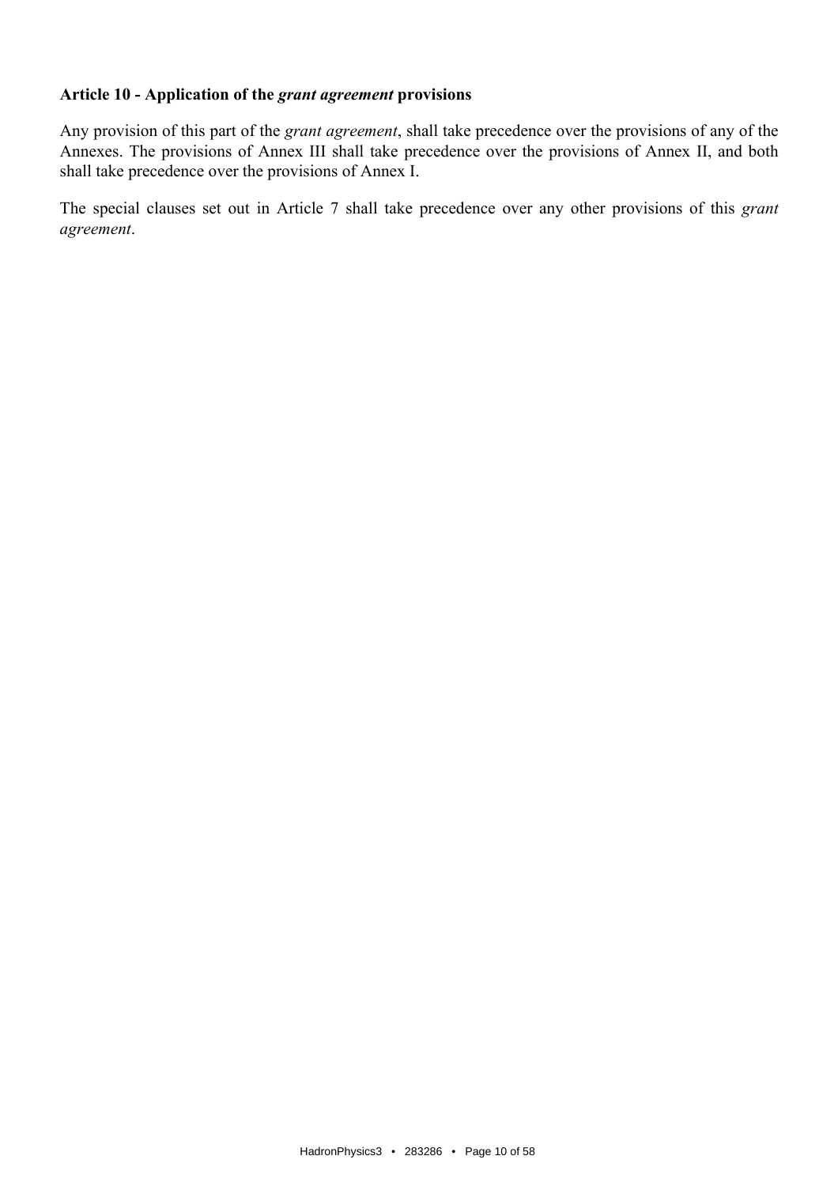### Article 10 - Application of the *grant agreement* provisions

Any provision of this part of the *grant agreement*, shall take precedence over the provisions of any of the Annexes. The provisions of Annex III shall take precedence over the provisions of Annex II, and both shall take precedence over the provisions of Annex I.

The special clauses set out in Article 7 shall take precedence over any other provisions of this *grant agreement*.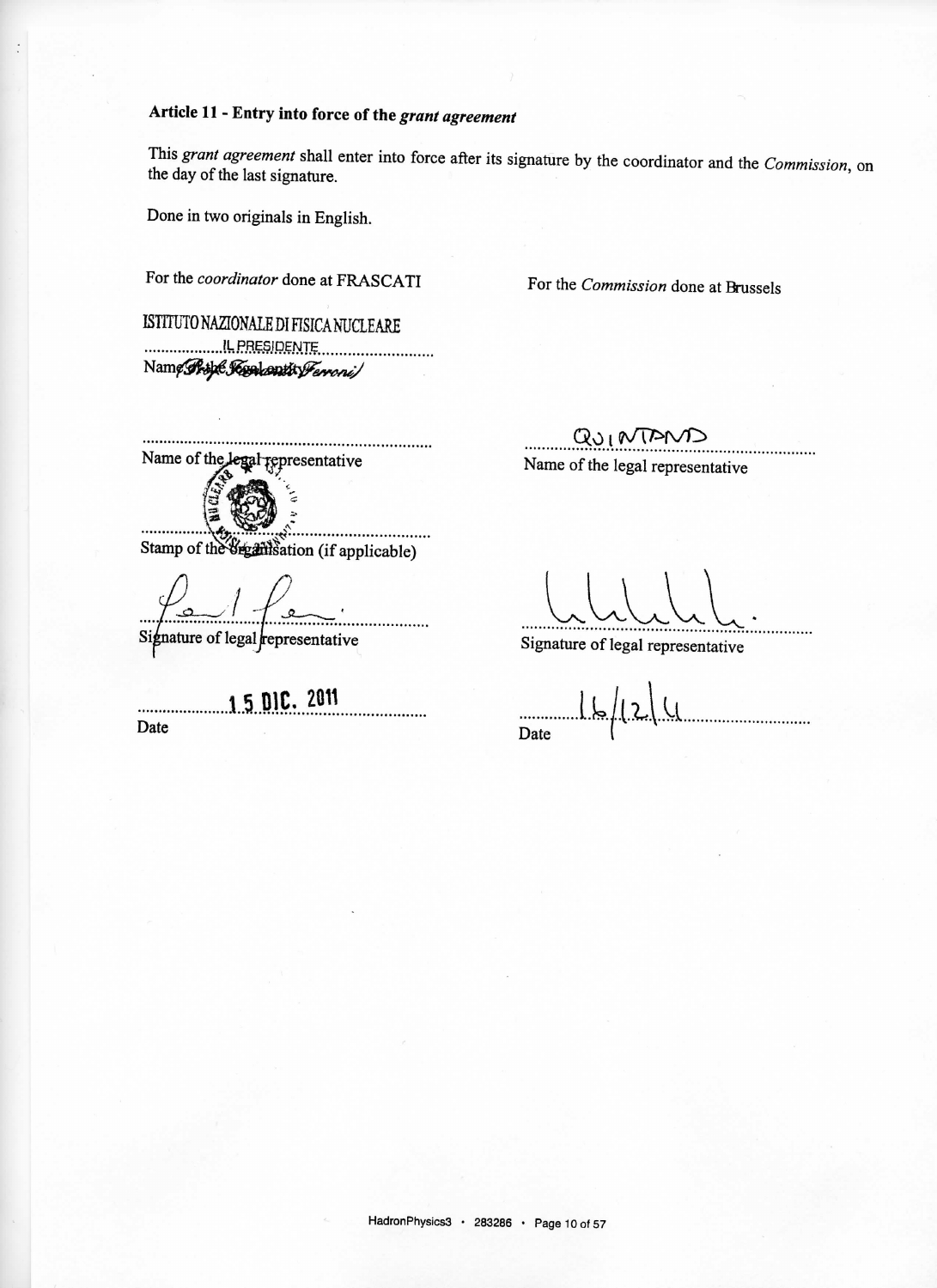## Article 11 - Entry into force of the *grant agreement*

This *grant agreement* shall enter into force after its signature by the coordinator and the *Commission*, on the day of the last signature.

Done in two originals in English.

For the *coordinator* done at FRASCATI

ISTITUTO NAZIONALE DI FISICA NUCLEARE
IL PRESIDENTE
Name (Prof. Fernando Ferroni)

Name of the legal representative

Stamp of the organisation (if applicable)

Signature of legal representative

15 DIC. 2011
Date

For the *Commission* done at Brussels

QUINTANA
Name of the legal representative

Signature of legal representative

16/12/11
Date